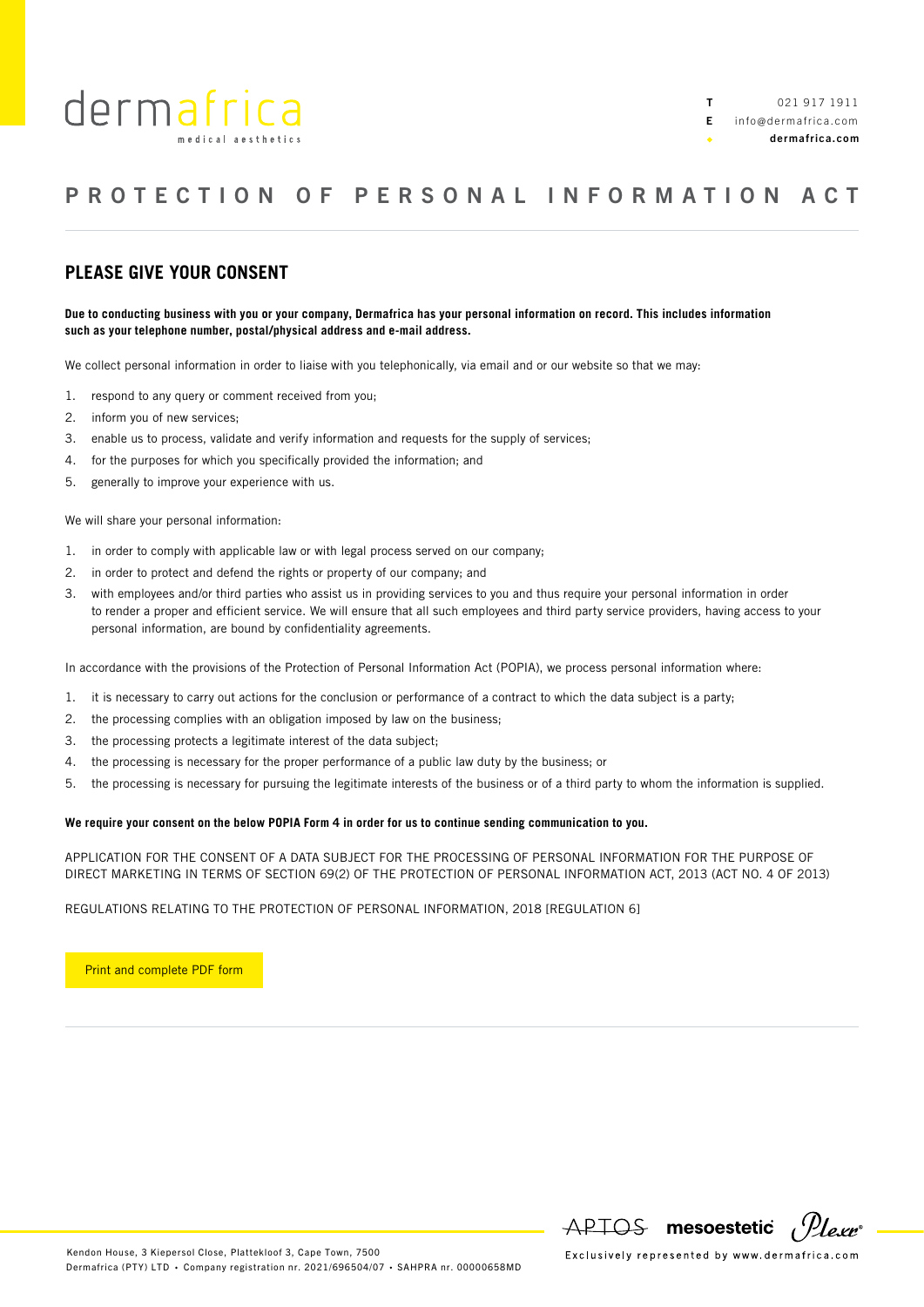dermafrica
medical aesthetics

T 021 917 1911
E info@dermafrica.com
dermafrica.com

# PROTECTION OF PERSONAL INFORMATION ACT

## PLEASE GIVE YOUR CONSENT

**Due to conducting business with you or your company, Dermafrica has your personal information on record. This includes information such as your telephone number, postal/physical address and e-mail address.**

We collect personal information in order to liaise with you telephonically, via email and or our website so that we may:

1. respond to any query or comment received from you;
2. inform you of new services;
3. enable us to process, validate and verify information and requests for the supply of services;
4. for the purposes for which you specifically provided the information; and
5. generally to improve your experience with us.

We will share your personal information:

1. in order to comply with applicable law or with legal process served on our company;
2. in order to protect and defend the rights or property of our company; and
3. with employees and/or third parties who assist us in providing services to you and thus require your personal information in order to render a proper and efficient service. We will ensure that all such employees and third party service providers, having access to your personal information, are bound by confidentiality agreements.

In accordance with the provisions of the Protection of Personal Information Act (POPIA), we process personal information where:

1. it is necessary to carry out actions for the conclusion or performance of a contract to which the data subject is a party;
2. the processing complies with an obligation imposed by law on the business;
3. the processing protects a legitimate interest of the data subject;
4. the processing is necessary for the proper performance of a public law duty by the business; or
5. the processing is necessary for pursuing the legitimate interests of the business or of a third party to whom the information is supplied.

**We require your consent on the below POPIA Form 4 in order for us to continue sending communication to you.**

APPLICATION FOR THE CONSENT OF A DATA SUBJECT FOR THE PROCESSING OF PERSONAL INFORMATION FOR THE PURPOSE OF DIRECT MARKETING IN TERMS OF SECTION 69(2) OF THE PROTECTION OF PERSONAL INFORMATION ACT, 2013 (ACT NO. 4 OF 2013)

REGULATIONS RELATING TO THE PROTECTION OF PERSONAL INFORMATION, 2018 [REGULATION 6]

Print and complete PDF form

APTOS mesoestetic Plexr
Exclusively represented by www.dermafrica.com

Kendon House, 3 Kiepersol Close, Plattekloof 3, Cape Town, 7500
Dermafrica (PTY) LTD • Company registration nr. 2021/696504/07 • SAHPRA nr. 00000658MD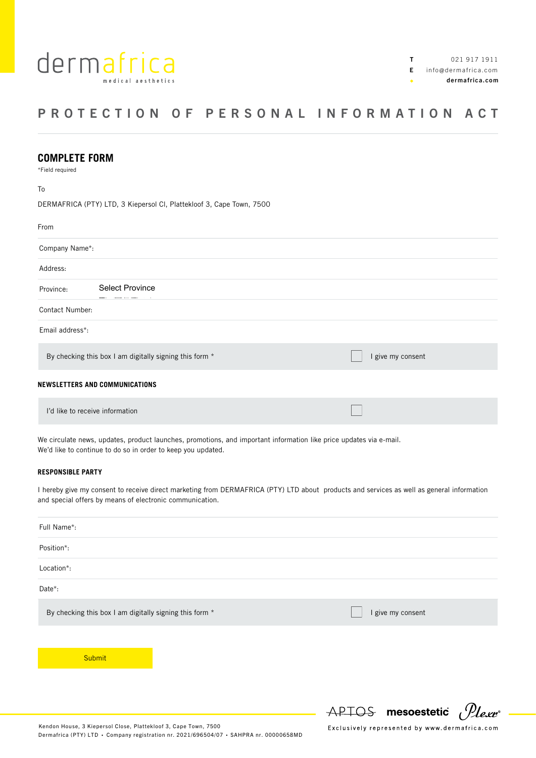dermafrica
medical aesthetics

T 021 917 1911
E info@dermafrica.com
dermafrica.com

# PROTECTION OF PERSONAL INFORMATION ACT

## COMPLETE FORM

*Field required

To

DERMAFRICA (PTY) LTD, 3 Kiepersol Cl, Plattekloof 3, Cape Town, 7500

From

Company Name*:

Address:

Province: Select Province

Contact Number:

Email address*:

By checking this box I am digitally signing this form * ☐ I give my consent

### NEWSLETTERS AND COMMUNICATIONS

I'd like to receive information ☐

We circulate news, updates, product launches, promotions, and important information like price updates via e-mail.
We'd like to continue to do so in order to keep you updated.

### RESPONSIBLE PARTY

I hereby give my consent to receive direct marketing from DERMAFRICA (PTY) LTD about products and services as well as general information and special offers by means of electronic communication.

Full Name*:

Position*:

Location*:

Date*:

By checking this box I am digitally signing this form * ☐ I give my consent

Submit

APTOS mesoestetic Plexr
Exclusively represented by www.dermafrica.com

Kendon House, 3 Kiepersol Close, Plattekloof 3, Cape Town, 7500
Dermafrica (PTY) LTD • Company registration nr. 2021/696504/07 • SAHPRA nr. 00000658MD